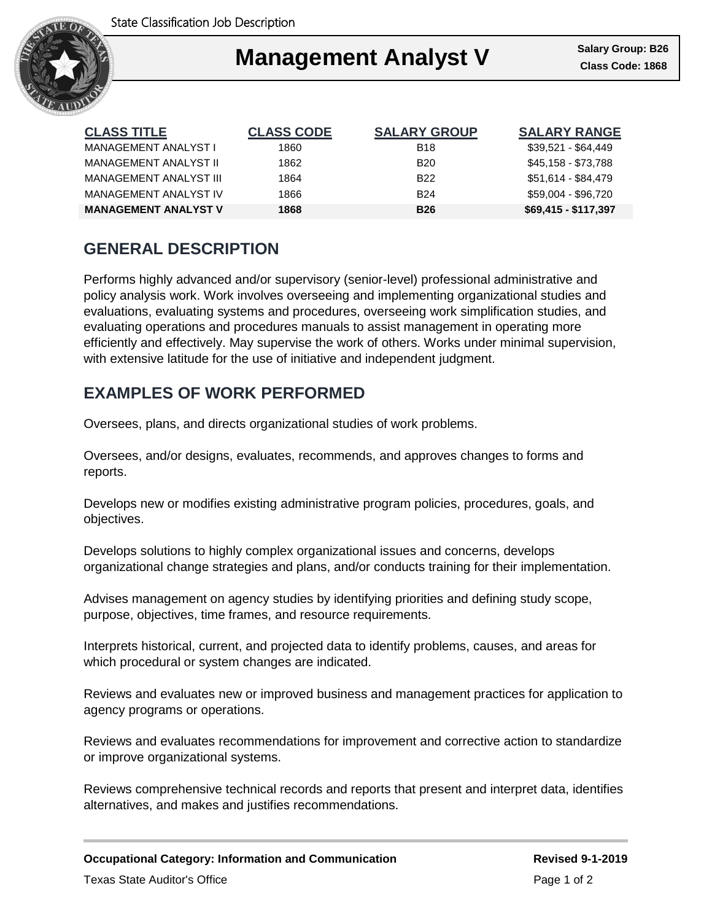State Classification Job Description

# Management Analyst V

**Salary Group: B26**
**Class Code: 1868**

| CLASS TITLE | CLASS CODE | SALARY GROUP | SALARY RANGE |
|---|---|---|---|
| MANAGEMENT ANALYST I | 1860 | B18 | $39,521 - $64,449 |
| MANAGEMENT ANALYST II | 1862 | B20 | $45,158 - $73,788 |
| MANAGEMENT ANALYST III | 1864 | B22 | $51,614 - $84,479 |
| MANAGEMENT ANALYST IV | 1866 | B24 | $59,004 - $96,720 |
| **MANAGEMENT ANALYST V** | **1868** | **B26** | **$69,415 - $117,397** |

## GENERAL DESCRIPTION

Performs highly advanced and/or supervisory (senior-level) professional administrative and policy analysis work. Work involves overseeing and implementing organizational studies and evaluations, evaluating systems and procedures, overseeing work simplification studies, and evaluating operations and procedures manuals to assist management in operating more efficiently and effectively. May supervise the work of others. Works under minimal supervision, with extensive latitude for the use of initiative and independent judgment.

## EXAMPLES OF WORK PERFORMED

Oversees, plans, and directs organizational studies of work problems.

Oversees, and/or designs, evaluates, recommends, and approves changes to forms and reports.

Develops new or modifies existing administrative program policies, procedures, goals, and objectives.

Develops solutions to highly complex organizational issues and concerns, develops organizational change strategies and plans, and/or conducts training for their implementation.

Advises management on agency studies by identifying priorities and defining study scope, purpose, objectives, time frames, and resource requirements.

Interprets historical, current, and projected data to identify problems, causes, and areas for which procedural or system changes are indicated.

Reviews and evaluates new or improved business and management practices for application to agency programs or operations.

Reviews and evaluates recommendations for improvement and corrective action to standardize or improve organizational systems.

Reviews comprehensive technical records and reports that present and interpret data, identifies alternatives, and makes and justifies recommendations.

**Occupational Category: Information and Communication** **Revised 9-1-2019**

Texas State Auditor's Office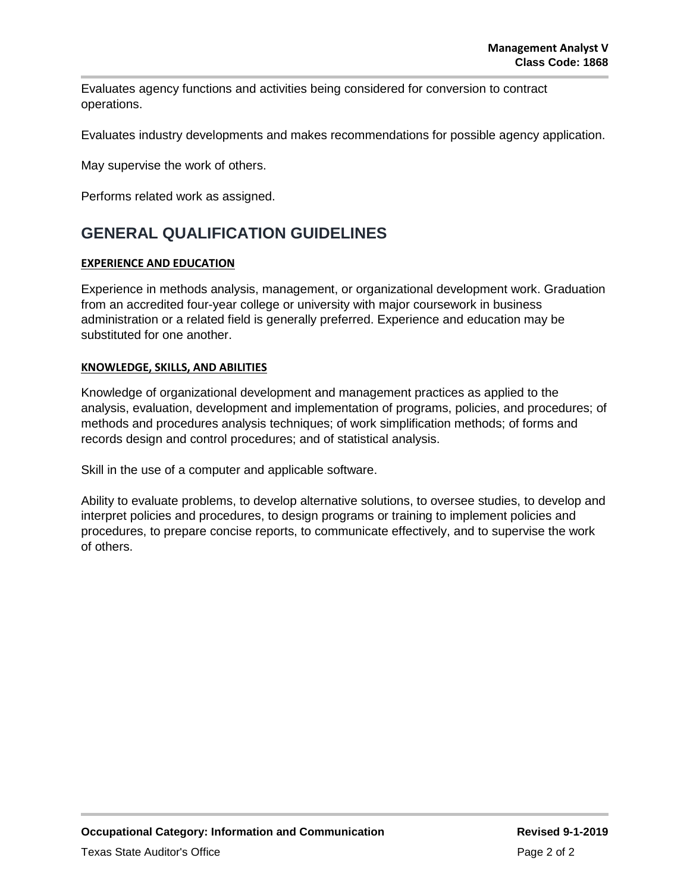Evaluates agency functions and activities being considered for conversion to contract operations.

Evaluates industry developments and makes recommendations for possible agency application.

May supervise the work of others.

Performs related work as assigned.

## GENERAL QUALIFICATION GUIDELINES

### EXPERIENCE AND EDUCATION

Experience in methods analysis, management, or organizational development work. Graduation from an accredited four-year college or university with major coursework in business administration or a related field is generally preferred. Experience and education may be substituted for one another.

### KNOWLEDGE, SKILLS, AND ABILITIES

Knowledge of organizational development and management practices as applied to the analysis, evaluation, development and implementation of programs, policies, and procedures; of methods and procedures analysis techniques; of work simplification methods; of forms and records design and control procedures; and of statistical analysis.

Skill in the use of a computer and applicable software.

Ability to evaluate problems, to develop alternative solutions, to oversee studies, to develop and interpret policies and procedures, to design programs or training to implement policies and procedures, to prepare concise reports, to communicate effectively, and to supervise the work of others.